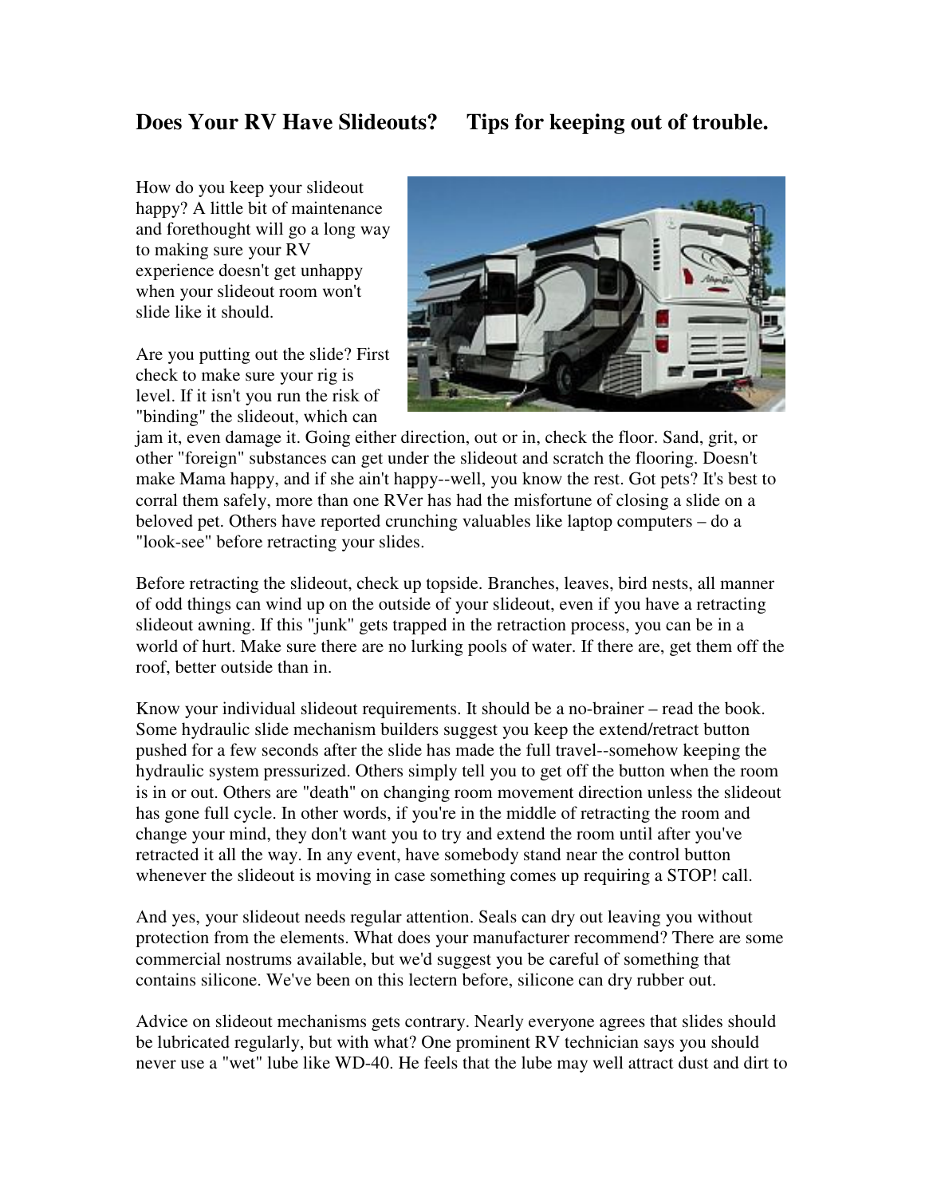# Does Your RV Have Slideouts? Tips for keeping out of trouble.

How do you keep your slideout happy? A little bit of maintenance and forethought will go a long way to making sure your RV experience doesn't get unhappy when your slideout room won't slide like it should.

Are you putting out the slide? First check to make sure your rig is level. If it isn't you run the risk of "binding" the slideout, which can jam it, even damage it. Going either direction, out or in, check the floor. Sand, grit, or other "foreign" substances can get under the slideout and scratch the flooring. Doesn't make Mama happy, and if she ain't happy--well, you know the rest. Got pets? It's best to corral them safely, more than one RVer has had the misfortune of closing a slide on a beloved pet. Others have reported crunching valuables like laptop computers – do a "look-see" before retracting your slides.

Before retracting the slideout, check up topside. Branches, leaves, bird nests, all manner of odd things can wind up on the outside of your slideout, even if you have a retracting slideout awning. If this "junk" gets trapped in the retraction process, you can be in a world of hurt. Make sure there are no lurking pools of water. If there are, get them off the roof, better outside than in.

Know your individual slideout requirements. It should be a no-brainer – read the book. Some hydraulic slide mechanism builders suggest you keep the extend/retract button pushed for a few seconds after the slide has made the full travel--somehow keeping the hydraulic system pressurized. Others simply tell you to get off the button when the room is in or out. Others are "death" on changing room movement direction unless the slideout has gone full cycle. In other words, if you're in the middle of retracting the room and change your mind, they don't want you to try and extend the room until after you've retracted it all the way. In any event, have somebody stand near the control button whenever the slideout is moving in case something comes up requiring a STOP! call.

And yes, your slideout needs regular attention. Seals can dry out leaving you without protection from the elements. What does your manufacturer recommend? There are some commercial nostrums available, but we'd suggest you be careful of something that contains silicone. We've been on this lectern before, silicone can dry rubber out.

Advice on slideout mechanisms gets contrary. Nearly everyone agrees that slides should be lubricated regularly, but with what? One prominent RV technician says you should never use a "wet" lube like WD-40. He feels that the lube may well attract dust and dirt to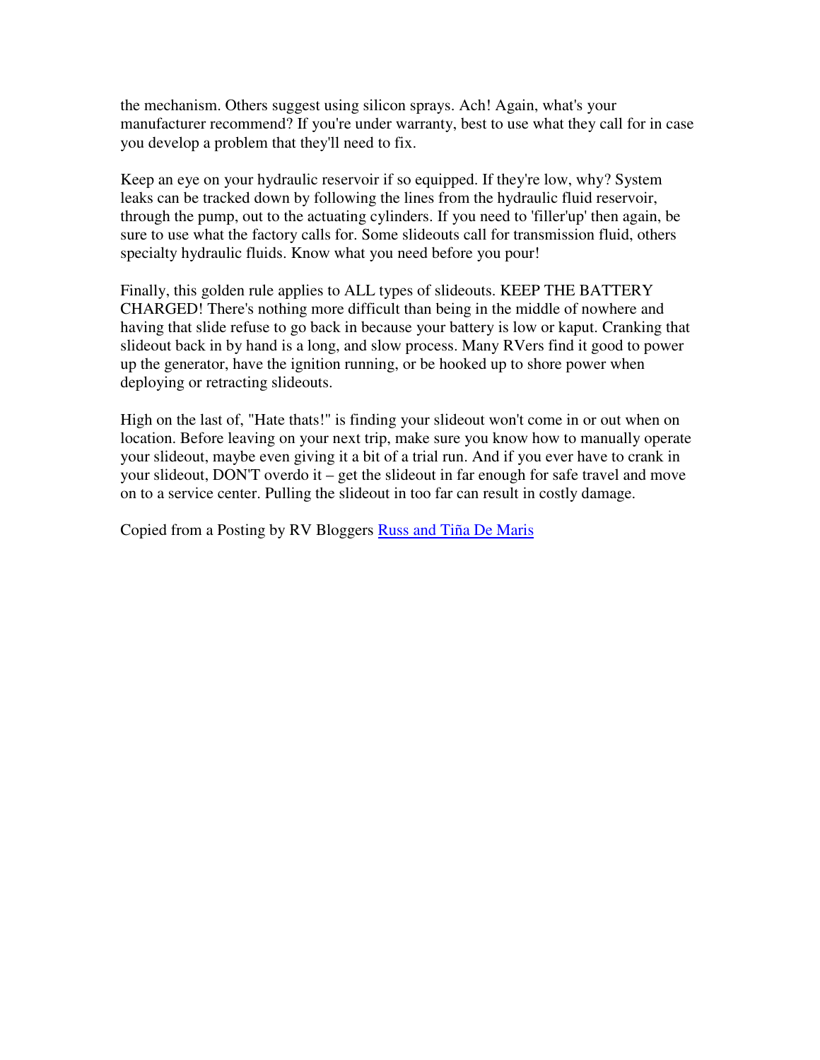the mechanism. Others suggest using silicon sprays. Ach! Again, what's your manufacturer recommend? If you're under warranty, best to use what they call for in case you develop a problem that they'll need to fix.

Keep an eye on your hydraulic reservoir if so equipped. If they're low, why? System leaks can be tracked down by following the lines from the hydraulic fluid reservoir, through the pump, out to the actuating cylinders. If you need to 'filler'up' then again, be sure to use what the factory calls for. Some slideouts call for transmission fluid, others specialty hydraulic fluids. Know what you need before you pour!

Finally, this golden rule applies to ALL types of slideouts. KEEP THE BATTERY CHARGED! There's nothing more difficult than being in the middle of nowhere and having that slide refuse to go back in because your battery is low or kaput. Cranking that slideout back in by hand is a long, and slow process. Many RVers find it good to power up the generator, have the ignition running, or be hooked up to shore power when deploying or retracting slideouts.

High on the last of, "Hate thats!" is finding your slideout won't come in or out when on location. Before leaving on your next trip, make sure you know how to manually operate your slideout, maybe even giving it a bit of a trial run. And if you ever have to crank in your slideout, DON'T overdo it – get the slideout in far enough for safe travel and move on to a service center. Pulling the slideout in too far can result in costly damage.

Copied from a Posting by RV Bloggers Russ and Tiña De Maris